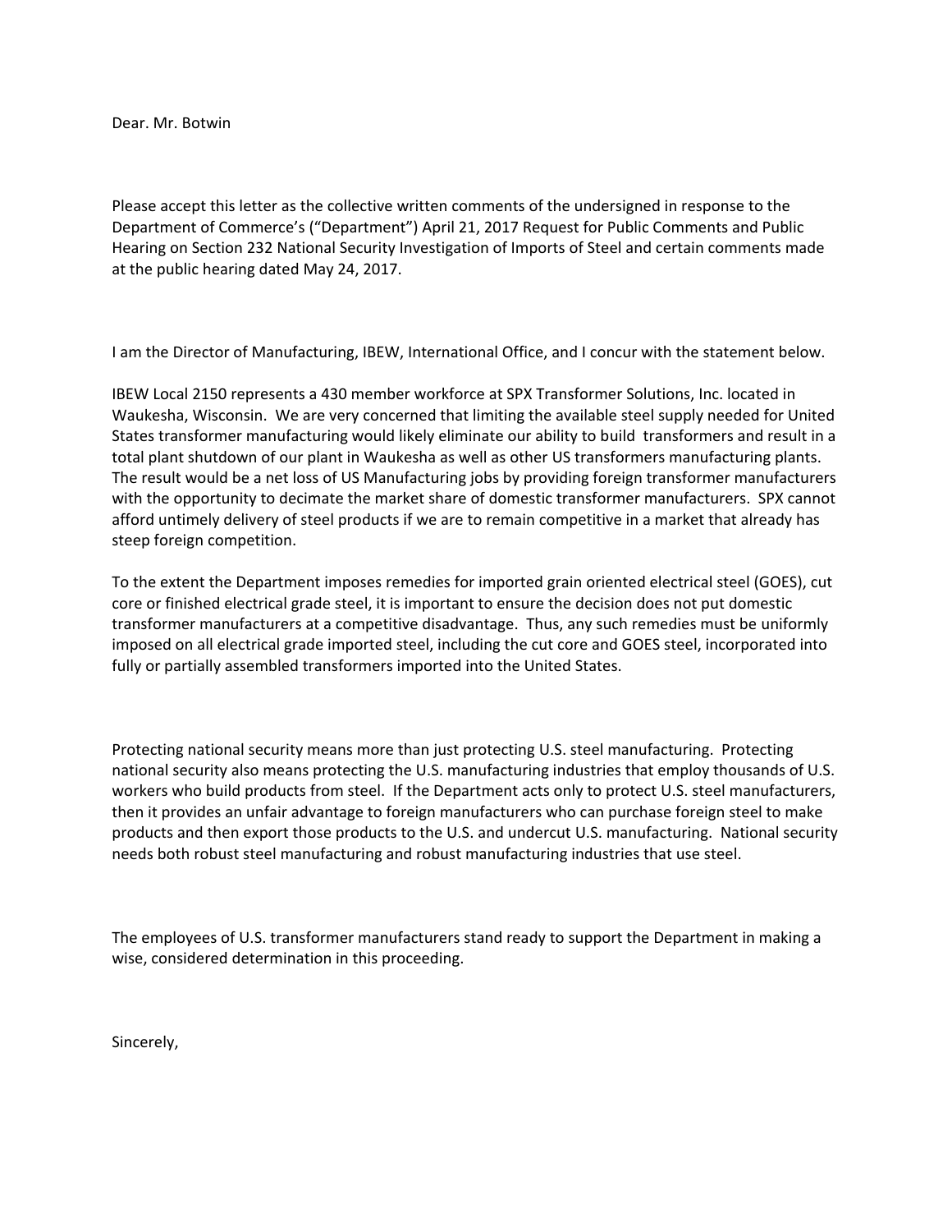Dear. Mr. Botwin

Please accept this letter as the collective written comments of the undersigned in response to the Department of Commerce's ("Department") April 21, 2017 Request for Public Comments and Public Hearing on Section 232 National Security Investigation of Imports of Steel and certain comments made at the public hearing dated May 24, 2017.

I am the Director of Manufacturing, IBEW, International Office, and I concur with the statement below.

IBEW Local 2150 represents a 430 member workforce at SPX Transformer Solutions, Inc. located in Waukesha, Wisconsin. We are very concerned that limiting the available steel supply needed for United States transformer manufacturing would likely eliminate our ability to build transformers and result in a total plant shutdown of our plant in Waukesha as well as other US transformers manufacturing plants. The result would be a net loss of US Manufacturing jobs by providing foreign transformer manufacturers with the opportunity to decimate the market share of domestic transformer manufacturers. SPX cannot afford untimely delivery of steel products if we are to remain competitive in a market that already has steep foreign competition.

To the extent the Department imposes remedies for imported grain oriented electrical steel (GOES), cut core or finished electrical grade steel, it is important to ensure the decision does not put domestic transformer manufacturers at a competitive disadvantage. Thus, any such remedies must be uniformly imposed on all electrical grade imported steel, including the cut core and GOES steel, incorporated into fully or partially assembled transformers imported into the United States.

Protecting national security means more than just protecting U.S. steel manufacturing. Protecting national security also means protecting the U.S. manufacturing industries that employ thousands of U.S. workers who build products from steel. If the Department acts only to protect U.S. steel manufacturers, then it provides an unfair advantage to foreign manufacturers who can purchase foreign steel to make products and then export those products to the U.S. and undercut U.S. manufacturing. National security needs both robust steel manufacturing and robust manufacturing industries that use steel.

The employees of U.S. transformer manufacturers stand ready to support the Department in making a wise, considered determination in this proceeding.

Sincerely,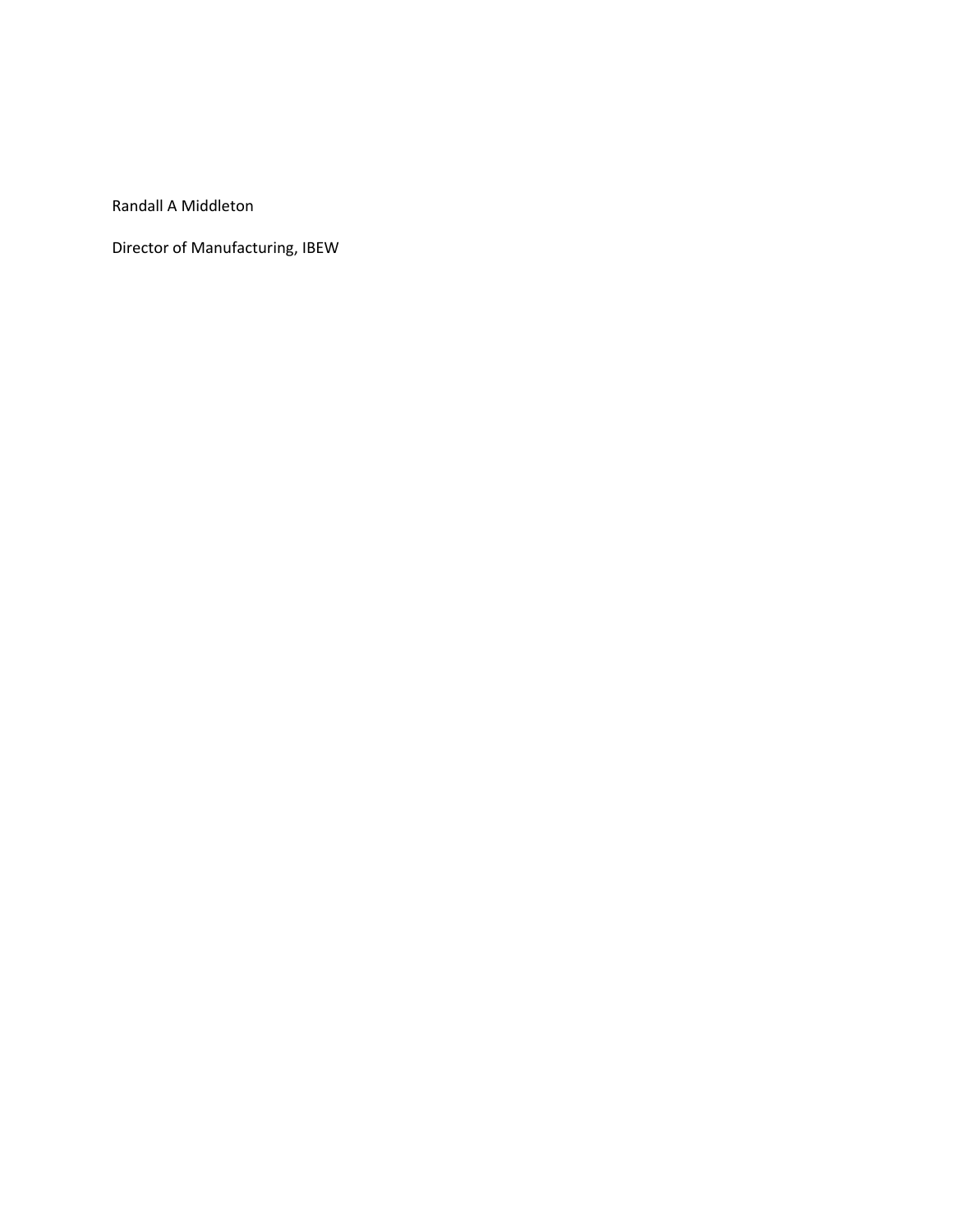Randall A Middleton

Director of Manufacturing, IBEW